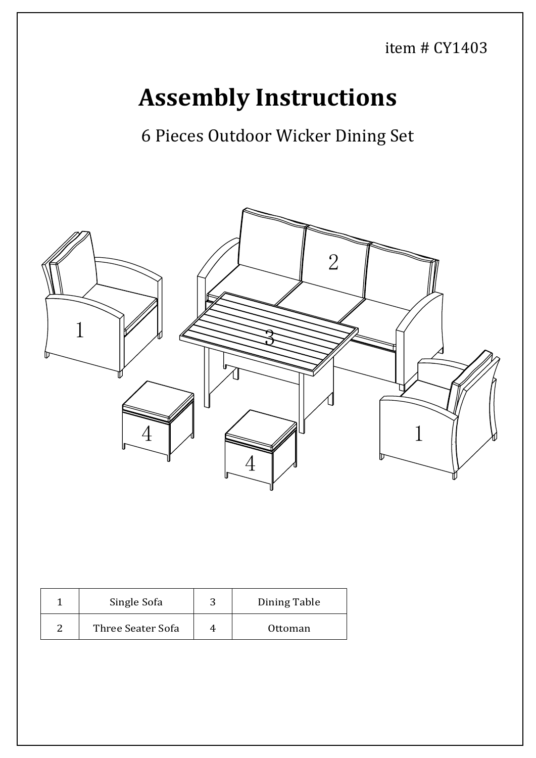item # CY1403

# Assembly Instructions

## 6 Pieces Outdoor Wicker Dining Set

| 1 | Single Sofa | 3 | Dining Table |
| --- | --- | --- | --- |
| 2 | Three Seater Sofa | 4 | Ottoman |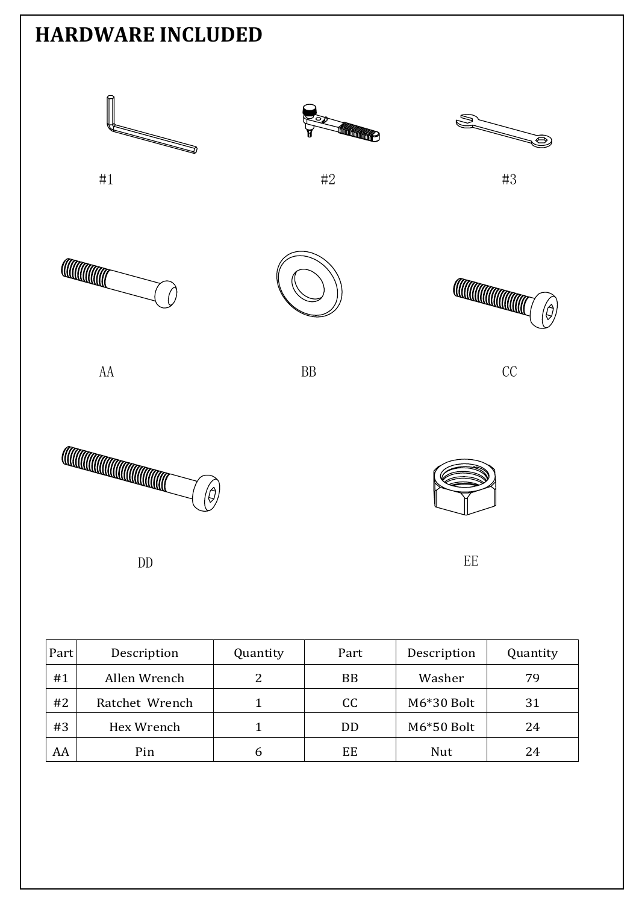# HARDWARE INCLUDED

#1

#2

#3

AA

BB

CC

DD

EE

| Part | Description | Quantity | Part | Description | Quantity |
|---|---|---|---|---|---|
| #1 | Allen Wrench | 2 | BB | Washer | 79 |
| #2 | Ratchet Wrench | 1 | CC | M6*30 Bolt | 31 |
| #3 | Hex Wrench | 1 | DD | M6*50 Bolt | 24 |
| AA | Pin | 6 | EE | Nut | 24 |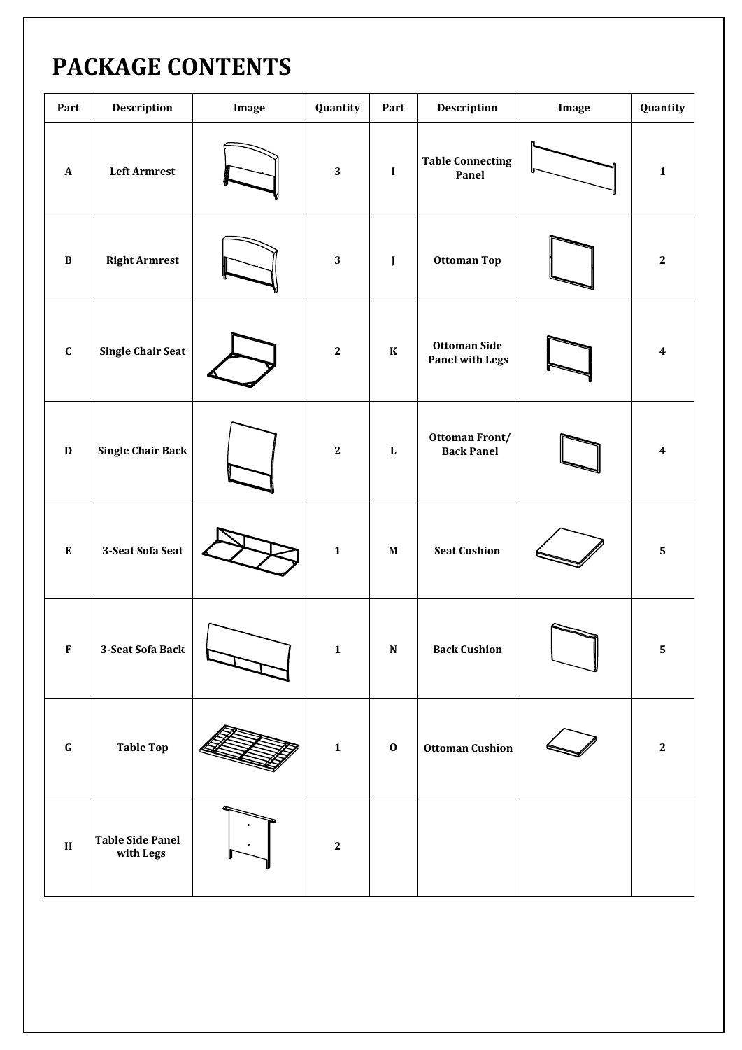# PACKAGE CONTENTS

| Part | Description | Image | Quantity | Part | Description | Image | Quantity |
|---|---|---|---|---|---|---|---|
| A | Left Armrest | | 3 | I | Table Connecting Panel | | 1 |
| B | Right Armrest | | 3 | J | Ottoman Top | | 2 |
| C | Single Chair Seat | | 2 | K | Ottoman Side Panel with Legs | | 4 |
| D | Single Chair Back | | 2 | L | Ottoman Front/ Back Panel | | 4 |
| E | 3-Seat Sofa Seat | | 1 | M | Seat Cushion | | 5 |
| F | 3-Seat Sofa Back | | 1 | N | Back Cushion | | 5 |
| G | Table Top | | 1 | O | Ottoman Cushion | | 2 |
| H | Table Side Panel with Legs | | 2 | | | | |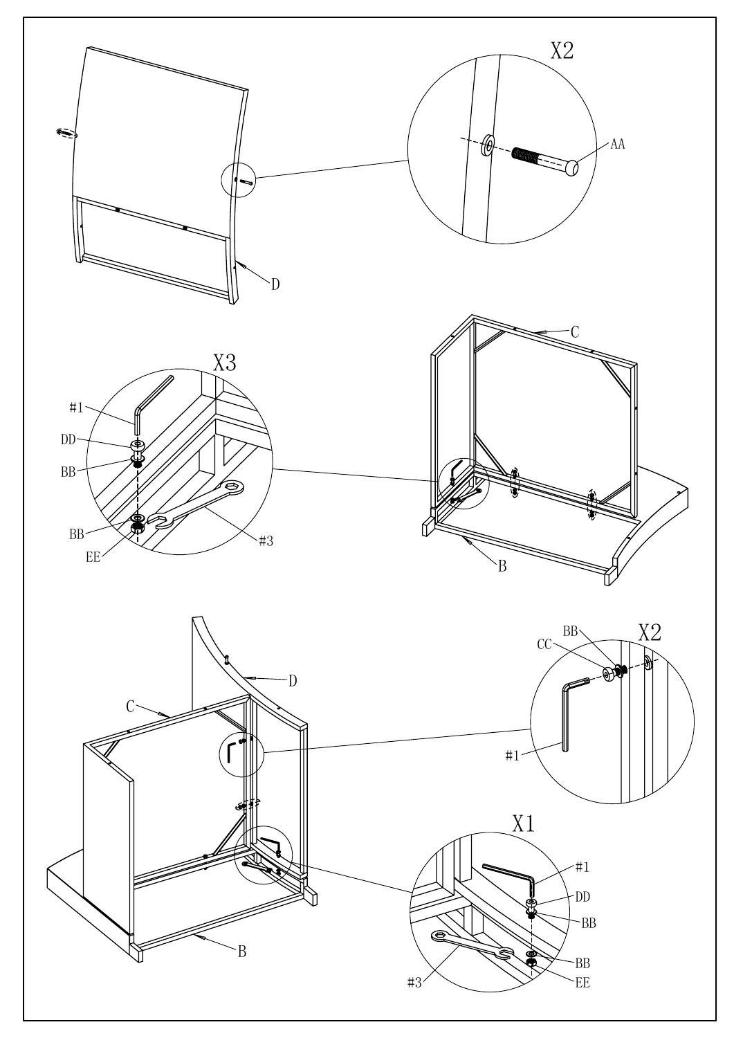X2

AA

D

X3

#1

DD

BB

BB

EE

#3

C

B

D

C

BB

CC

X2

#1

X1

#1

DD

BB

BB

EE

#3

B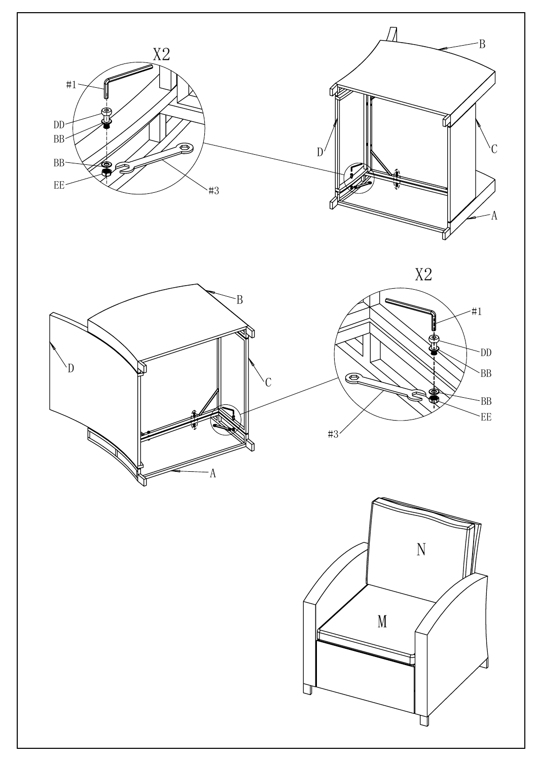X2

#1

DD

BB

BB

EE

#3

B

D

C

A

B

D

C

A

X2

#1

DD

BB

BB

EE

#3

N

M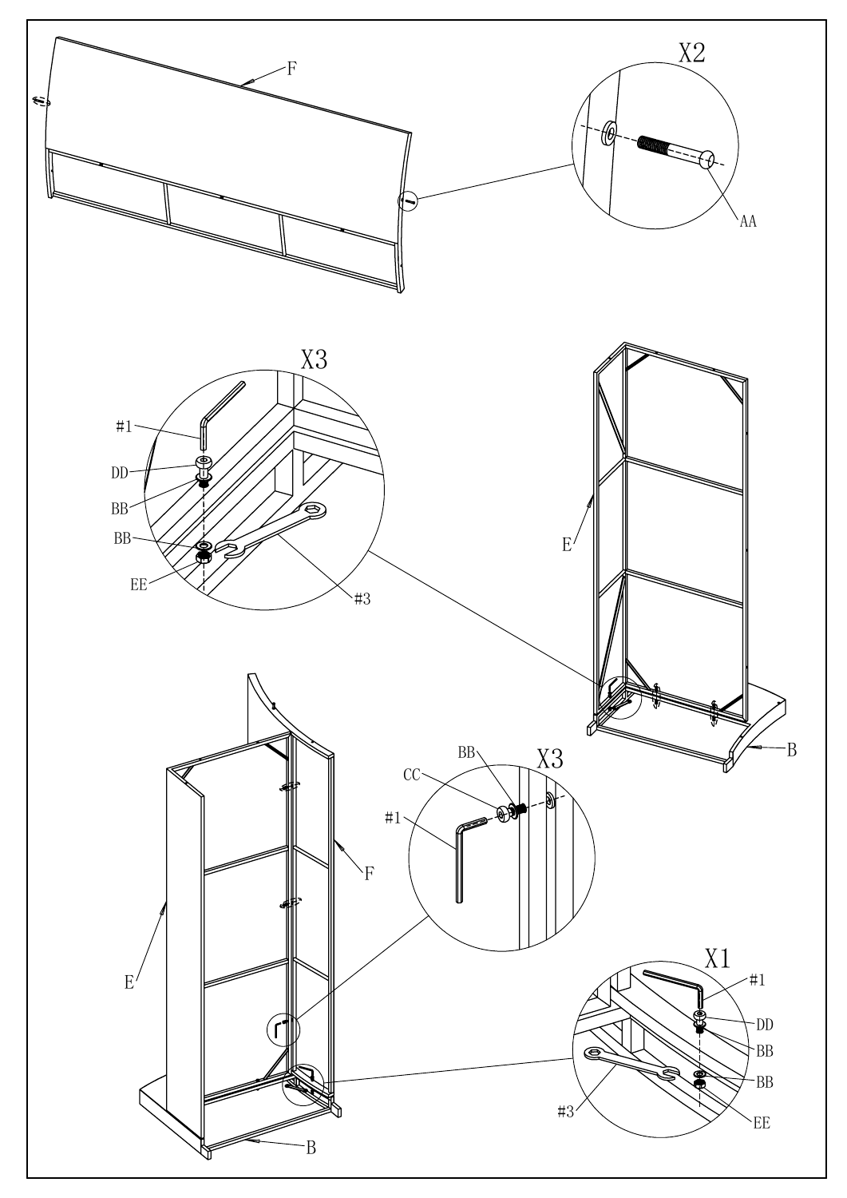F

X2

AA

X3

#1

DD

BB

BB

EE

#3

E

B

BB

X3

CC

#1

F

E

X1

#1

DD

BB

BB

#3

EE

B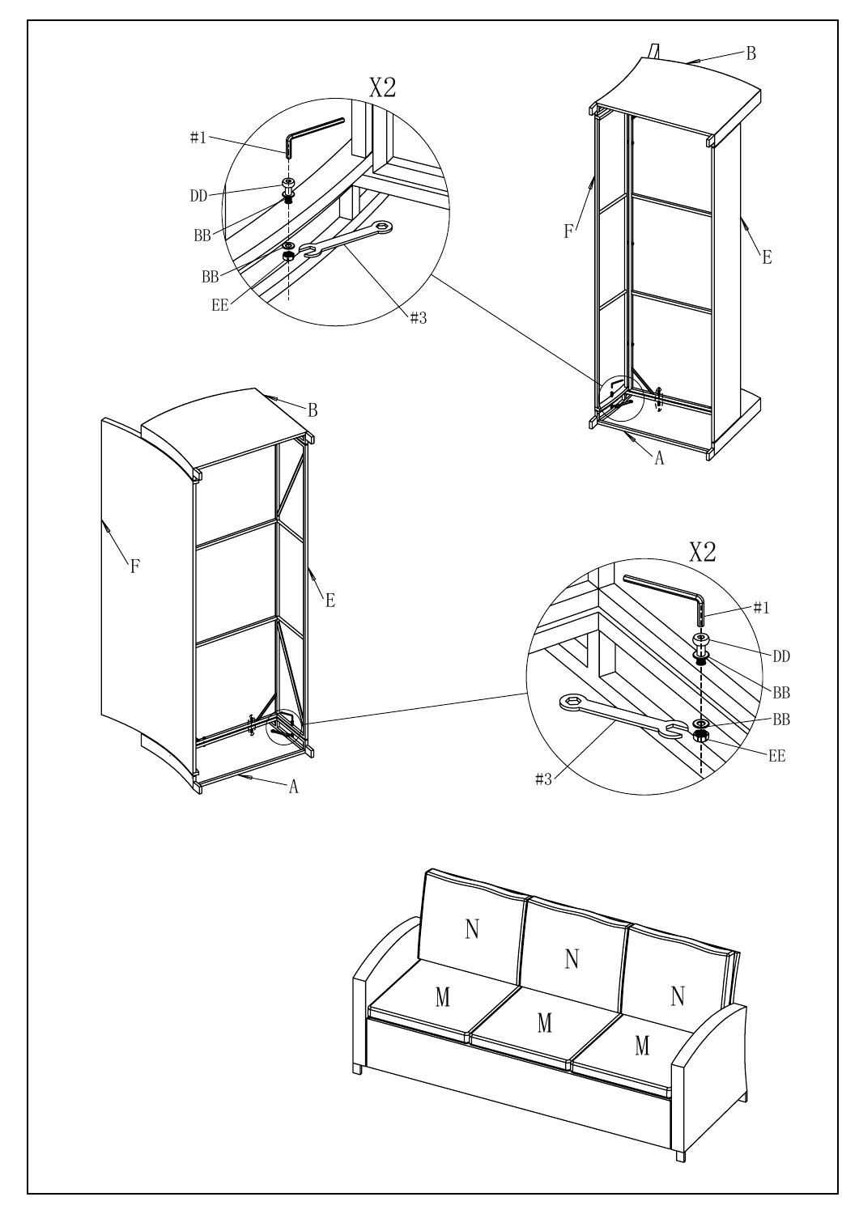X2

#1

DD

BB

BB

EE

#3

B

F

E

A

B

F

E

A

X2

#1

DD

BB

BB

EE

#3

N N N

M M M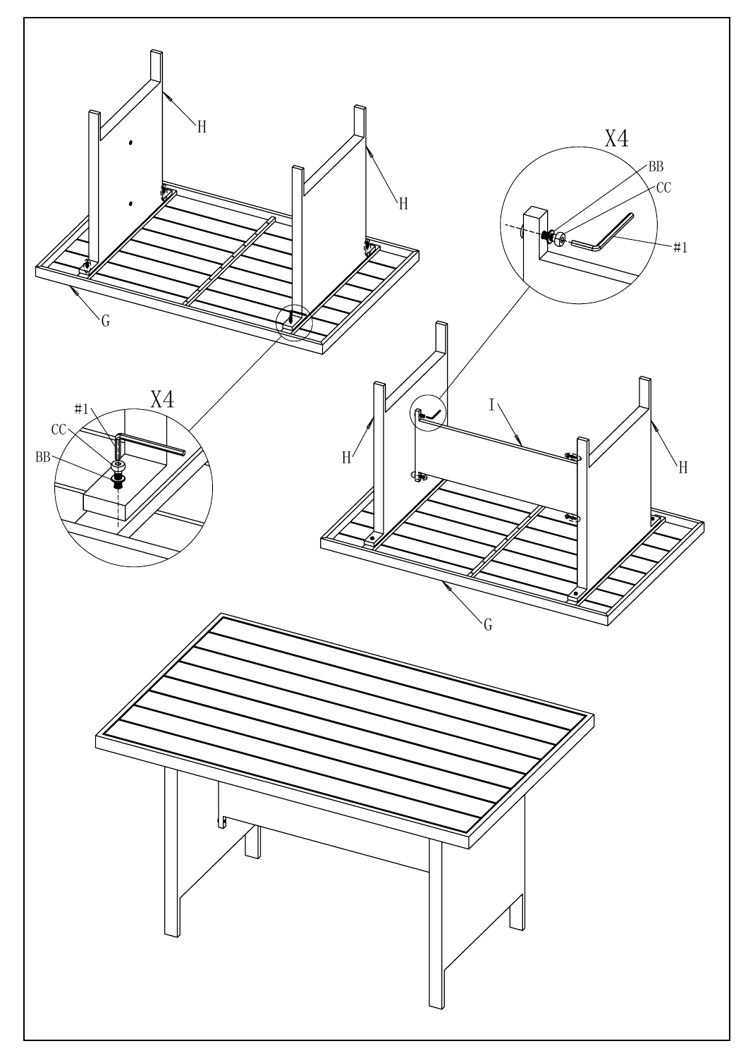H

H

G

X4

BB

CC

#1

X4

#1

CC

BB

I

H

H

G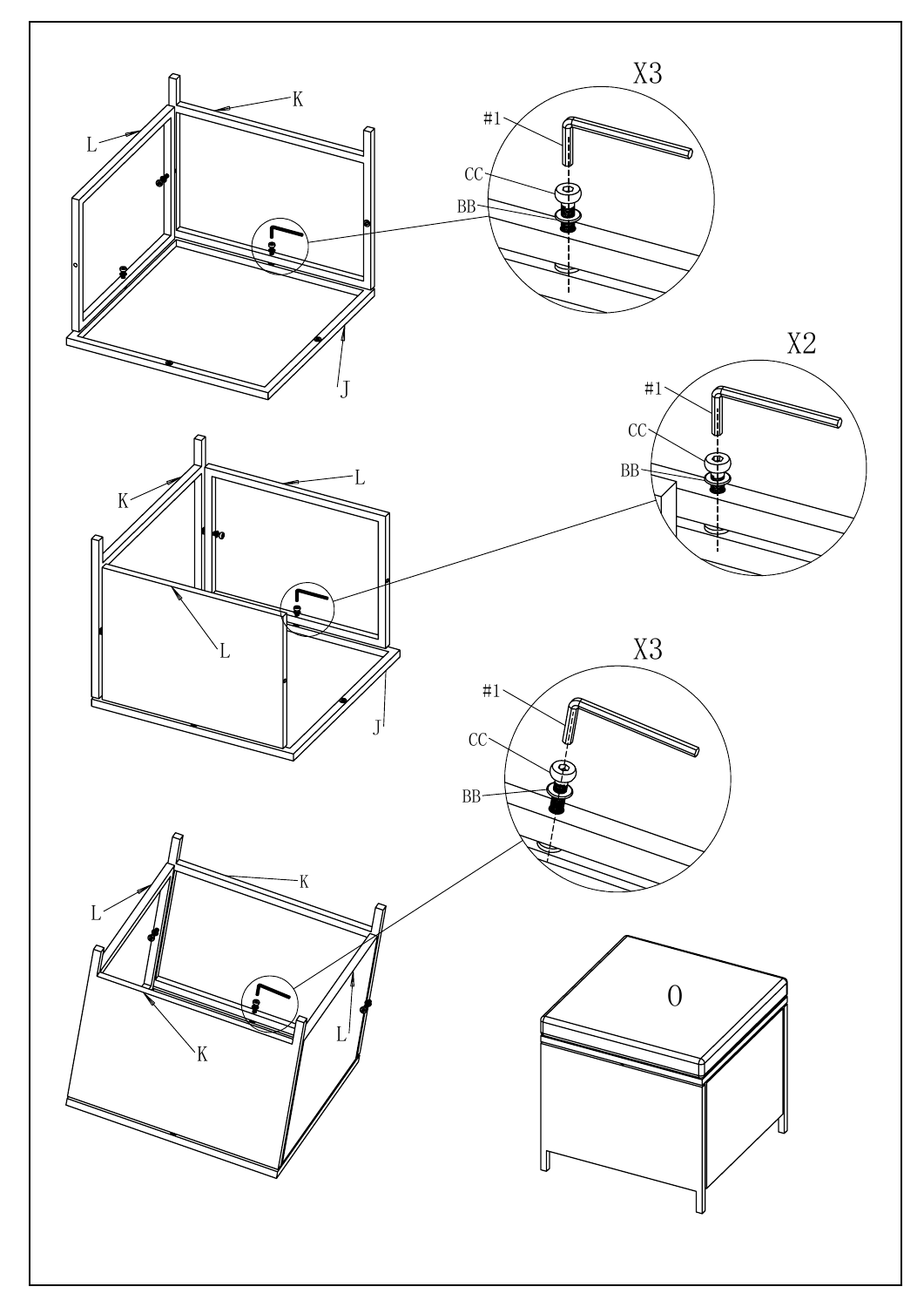X3

#1

CC

BB

K

L

J

X2

#1

CC

BB

K

L

L

J

X3

#1

CC

BB

K

L

K

L

O